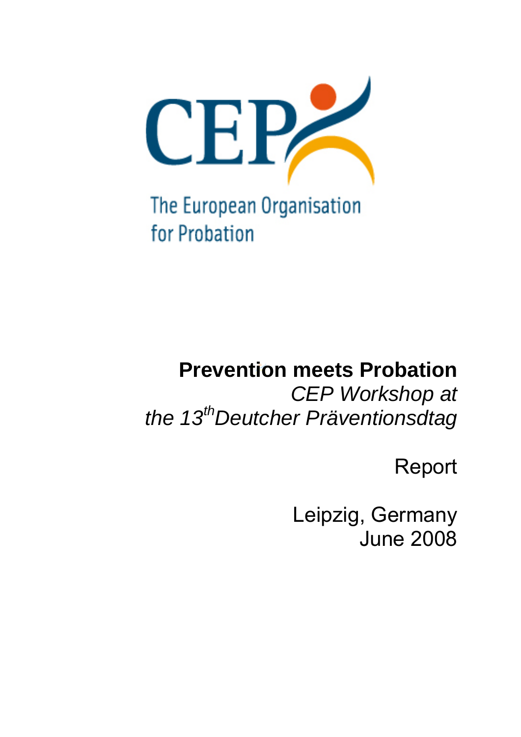CEP

The European Organisation for Probation

# Prevention meets Probation

*CEP Workshop at the 13th Deutcher Präventionsdtag*

Report

Leipzig, Germany
June 2008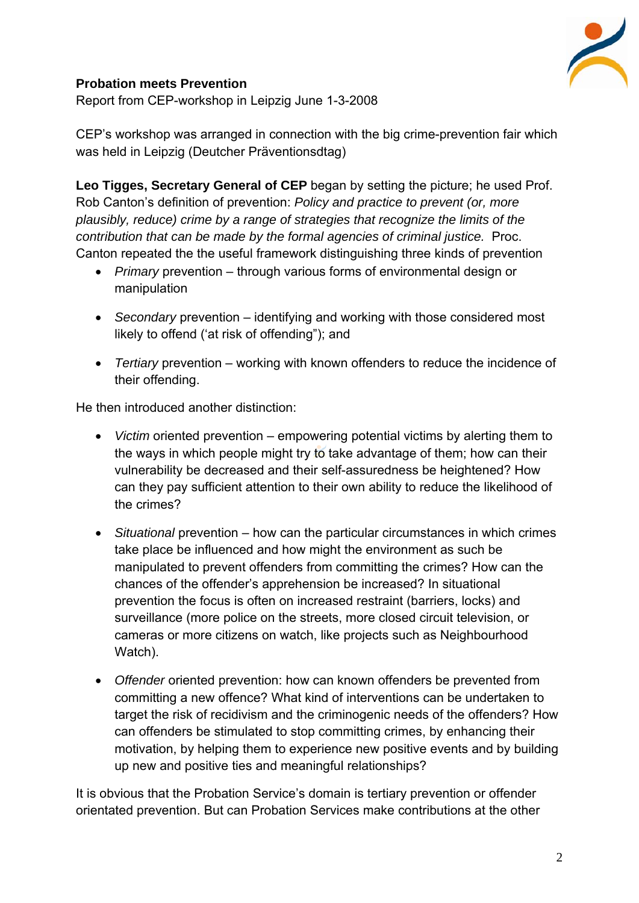**Probation meets Prevention**

Report from CEP-workshop in Leipzig June 1-3-2008

CEP's workshop was arranged in connection with the big crime-prevention fair which was held in Leipzig (Deutcher Präventionsdtag)

**Leo Tigges, Secretary General of CEP** began by setting the picture; he used Prof. Rob Canton's definition of prevention: *Policy and practice to prevent (or, more plausibly, reduce) crime by a range of strategies that recognize the limits of the contribution that can be made by the formal agencies of criminal justice.* Proc. Canton repeated the the useful framework distinguishing three kinds of prevention

- *Primary* prevention – through various forms of environmental design or manipulation
- *Secondary* prevention – identifying and working with those considered most likely to offend ('at risk of offending"); and
- *Tertiary* prevention – working with known offenders to reduce the incidence of their offending.

He then introduced another distinction:

- *Victim* oriented prevention – empowering potential victims by alerting them to the ways in which people might try to take advantage of them; how can their vulnerability be decreased and their self-assuredness be heightened? How can they pay sufficient attention to their own ability to reduce the likelihood of the crimes?
- *Situational* prevention – how can the particular circumstances in which crimes take place be influenced and how might the environment as such be manipulated to prevent offenders from committing the crimes? How can the chances of the offender's apprehension be increased? In situational prevention the focus is often on increased restraint (barriers, locks) and surveillance (more police on the streets, more closed circuit television, or cameras or more citizens on watch, like projects such as Neighbourhood Watch).
- *Offender* oriented prevention: how can known offenders be prevented from committing a new offence? What kind of interventions can be undertaken to target the risk of recidivism and the criminogenic needs of the offenders? How can offenders be stimulated to stop committing crimes, by enhancing their motivation, by helping them to experience new positive events and by building up new and positive ties and meaningful relationships?

It is obvious that the Probation Service's domain is tertiary prevention or offender orientated prevention. But can Probation Services make contributions at the other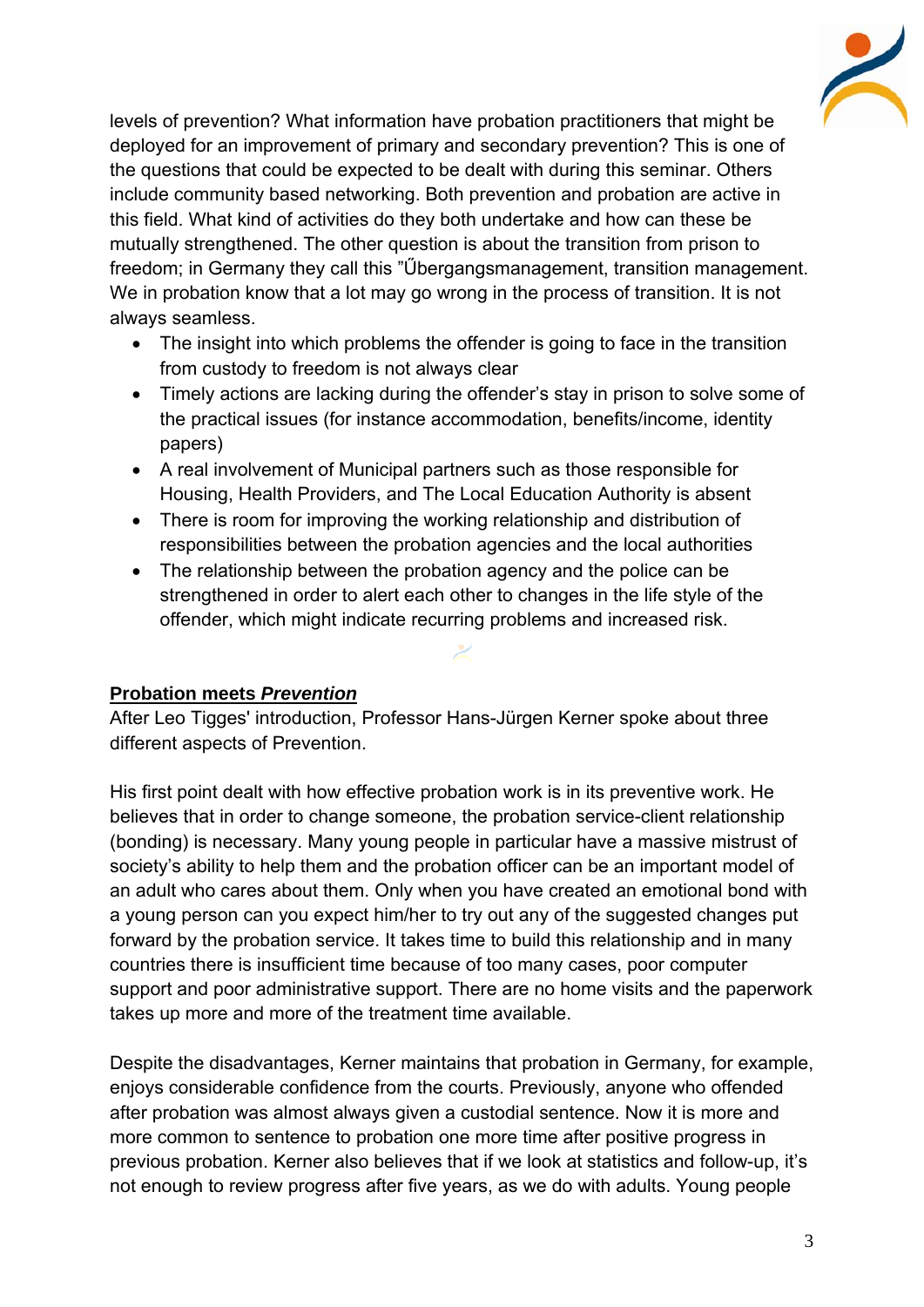levels of prevention? What information have probation practitioners that might be deployed for an improvement of primary and secondary prevention? This is one of the questions that could be expected to be dealt with during this seminar. Others include community based networking. Both prevention and probation are active in this field. What kind of activities do they both undertake and how can these be mutually strengthened. The other question is about the transition from prison to freedom; in Germany they call this "Űbergangsmanagement, transition management. We in probation know that a lot may go wrong in the process of transition. It is not always seamless.

- The insight into which problems the offender is going to face in the transition from custody to freedom is not always clear
- Timely actions are lacking during the offender's stay in prison to solve some of the practical issues (for instance accommodation, benefits/income, identity papers)
- A real involvement of Municipal partners such as those responsible for Housing, Health Providers, and The Local Education Authority is absent
- There is room for improving the working relationship and distribution of responsibilities between the probation agencies and the local authorities
- The relationship between the probation agency and the police can be strengthened in order to alert each other to changes in the life style of the offender, which might indicate recurring problems and increased risk.

## Probation meets *Prevention*

After Leo Tigges' introduction, Professor Hans-Jürgen Kerner spoke about three different aspects of Prevention.

His first point dealt with how effective probation work is in its preventive work. He believes that in order to change someone, the probation service-client relationship (bonding) is necessary. Many young people in particular have a massive mistrust of society's ability to help them and the probation officer can be an important model of an adult who cares about them. Only when you have created an emotional bond with a young person can you expect him/her to try out any of the suggested changes put forward by the probation service. It takes time to build this relationship and in many countries there is insufficient time because of too many cases, poor computer support and poor administrative support. There are no home visits and the paperwork takes up more and more of the treatment time available.

Despite the disadvantages, Kerner maintains that probation in Germany, for example, enjoys considerable confidence from the courts. Previously, anyone who offended after probation was almost always given a custodial sentence. Now it is more and more common to sentence to probation one more time after positive progress in previous probation. Kerner also believes that if we look at statistics and follow-up, it's not enough to review progress after five years, as we do with adults. Young people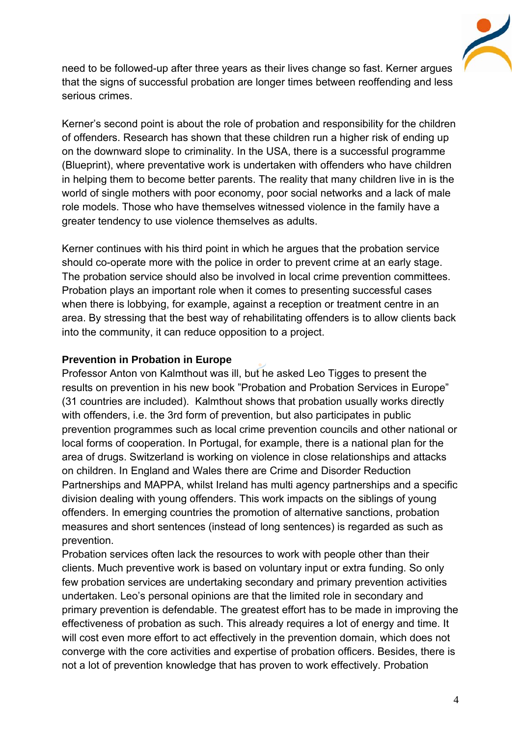need to be followed-up after three years as their lives change so fast. Kerner argues that the signs of successful probation are longer times between reoffending and less serious crimes.

Kerner's second point is about the role of probation and responsibility for the children of offenders. Research has shown that these children run a higher risk of ending up on the downward slope to criminality. In the USA, there is a successful programme (Blueprint), where preventative work is undertaken with offenders who have children in helping them to become better parents. The reality that many children live in is the world of single mothers with poor economy, poor social networks and a lack of male role models. Those who have themselves witnessed violence in the family have a greater tendency to use violence themselves as adults.

Kerner continues with his third point in which he argues that the probation service should co-operate more with the police in order to prevent crime at an early stage. The probation service should also be involved in local crime prevention committees. Probation plays an important role when it comes to presenting successful cases when there is lobbying, for example, against a reception or treatment centre in an area. By stressing that the best way of rehabilitating offenders is to allow clients back into the community, it can reduce opposition to a project.

**Prevention in Probation in Europe**

Professor Anton von Kalmthout was ill, but he asked Leo Tigges to present the results on prevention in his new book "Probation and Probation Services in Europe" (31 countries are included). Kalmthout shows that probation usually works directly with offenders, i.e. the 3rd form of prevention, but also participates in public prevention programmes such as local crime prevention councils and other national or local forms of cooperation. In Portugal, for example, there is a national plan for the area of drugs. Switzerland is working on violence in close relationships and attacks on children. In England and Wales there are Crime and Disorder Reduction Partnerships and MAPPA, whilst Ireland has multi agency partnerships and a specific division dealing with young offenders. This work impacts on the siblings of young offenders. In emerging countries the promotion of alternative sanctions, probation measures and short sentences (instead of long sentences) is regarded as such as prevention.

Probation services often lack the resources to work with people other than their clients. Much preventive work is based on voluntary input or extra funding. So only few probation services are undertaking secondary and primary prevention activities undertaken. Leo's personal opinions are that the limited role in secondary and primary prevention is defendable. The greatest effort has to be made in improving the effectiveness of probation as such. This already requires a lot of energy and time. It will cost even more effort to act effectively in the prevention domain, which does not converge with the core activities and expertise of probation officers. Besides, there is not a lot of prevention knowledge that has proven to work effectively. Probation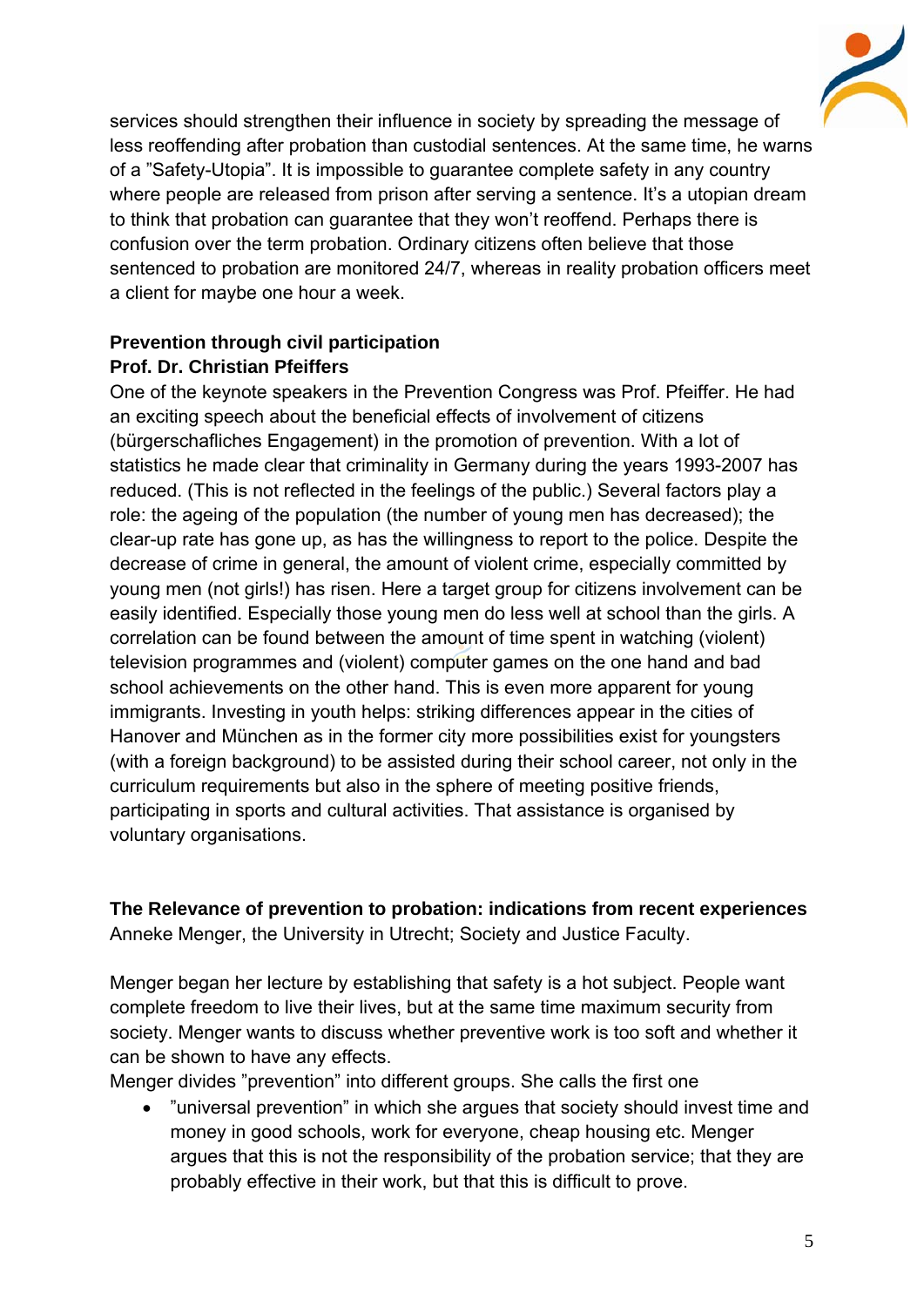services should strengthen their influence in society by spreading the message of less reoffending after probation than custodial sentences. At the same time, he warns of a ”Safety-Utopia”. It is impossible to guarantee complete safety in any country where people are released from prison after serving a sentence. It’s a utopian dream to think that probation can guarantee that they won’t reoffend. Perhaps there is confusion over the term probation. Ordinary citizens often believe that those sentenced to probation are monitored 24/7, whereas in reality probation officers meet a client for maybe one hour a week.

**Prevention through civil participation**
**Prof. Dr. Christian Pfeiffers**

One of the keynote speakers in the Prevention Congress was Prof. Pfeiffer. He had an exciting speech about the beneficial effects of involvement of citizens (bürgerschafliches Engagement) in the promotion of prevention. With a lot of statistics he made clear that criminality in Germany during the years 1993-2007 has reduced. (This is not reflected in the feelings of the public.) Several factors play a role: the ageing of the population (the number of young men has decreased); the clear-up rate has gone up, as has the willingness to report to the police. Despite the decrease of crime in general, the amount of violent crime, especially committed by young men (not girls!) has risen. Here a target group for citizens involvement can be easily identified. Especially those young men do less well at school than the girls. A correlation can be found between the amount of time spent in watching (violent) television programmes and (violent) computer games on the one hand and bad school achievements on the other hand. This is even more apparent for young immigrants. Investing in youth helps: striking differences appear in the cities of Hanover and München as in the former city more possibilities exist for youngsters (with a foreign background) to be assisted during their school career, not only in the curriculum requirements but also in the sphere of meeting positive friends, participating in sports and cultural activities. That assistance is organised by voluntary organisations.

**The Relevance of prevention to probation: indications from recent experiences**
Anneke Menger, the University in Utrecht; Society and Justice Faculty.

Menger began her lecture by establishing that safety is a hot subject. People want complete freedom to live their lives, but at the same time maximum security from society. Menger wants to discuss whether preventive work is too soft and whether it can be shown to have any effects.

Menger divides ”prevention” into different groups. She calls the first one

- ”universal prevention” in which she argues that society should invest time and money in good schools, work for everyone, cheap housing etc. Menger argues that this is not the responsibility of the probation service; that they are probably effective in their work, but that this is difficult to prove.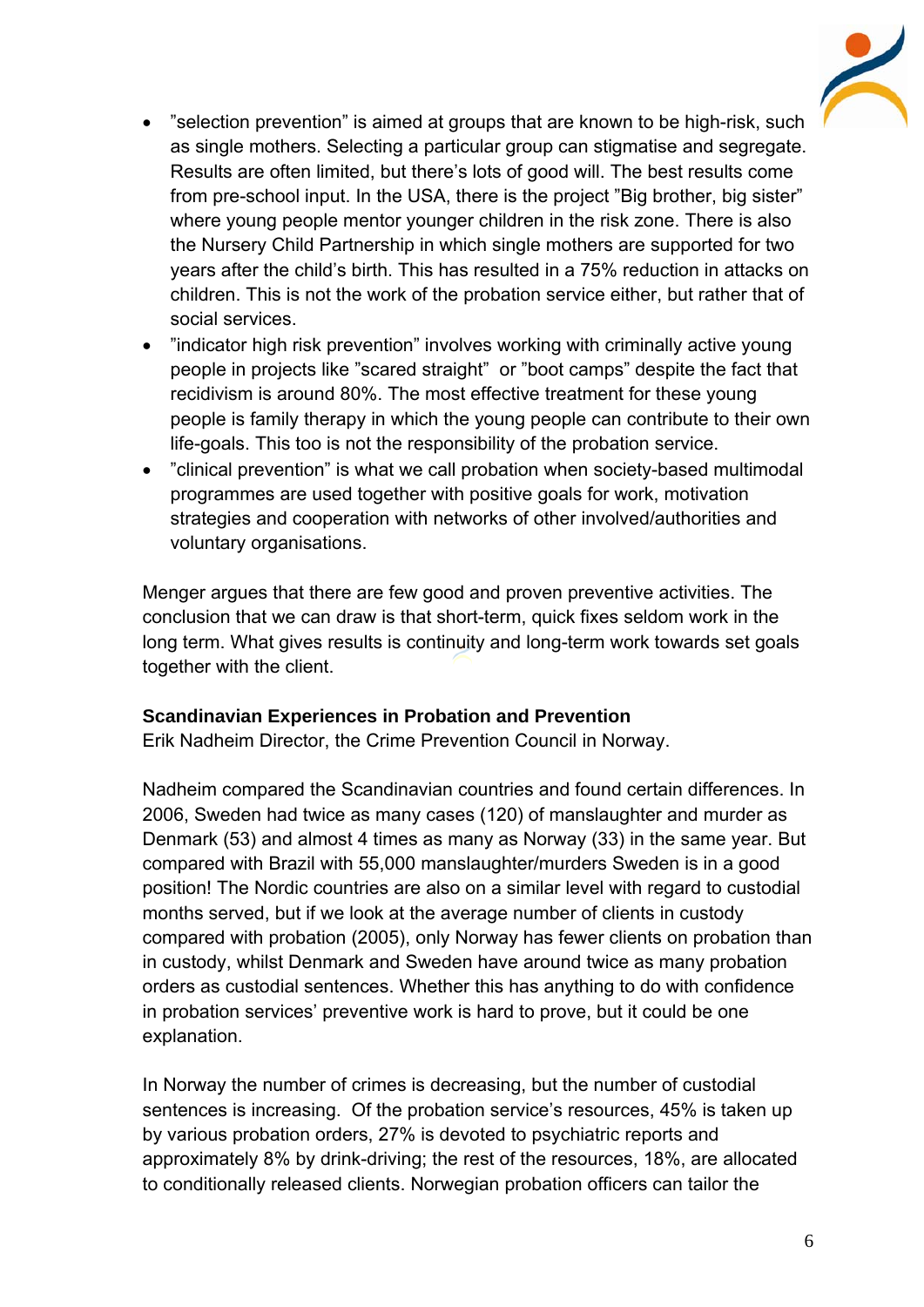- ”selection prevention” is aimed at groups that are known to be high-risk, such as single mothers. Selecting a particular group can stigmatise and segregate. Results are often limited, but there's lots of good will. The best results come from pre-school input. In the USA, there is the project ”Big brother, big sister” where young people mentor younger children in the risk zone. There is also the Nursery Child Partnership in which single mothers are supported for two years after the child's birth. This has resulted in a 75% reduction in attacks on children. This is not the work of the probation service either, but rather that of social services.
- ”indicator high risk prevention” involves working with criminally active young people in projects like ”scared straight” or ”boot camps” despite the fact that recidivism is around 80%. The most effective treatment for these young people is family therapy in which the young people can contribute to their own life-goals. This too is not the responsibility of the probation service.
- ”clinical prevention” is what we call probation when society-based multimodal programmes are used together with positive goals for work, motivation strategies and cooperation with networks of other involved/authorities and voluntary organisations.

Menger argues that there are few good and proven preventive activities. The conclusion that we can draw is that short-term, quick fixes seldom work in the long term. What gives results is continuity and long-term work towards set goals together with the client.

**Scandinavian Experiences in Probation and Prevention**
Erik Nadheim Director, the Crime Prevention Council in Norway.

Nadheim compared the Scandinavian countries and found certain differences. In 2006, Sweden had twice as many cases (120) of manslaughter and murder as Denmark (53) and almost 4 times as many as Norway (33) in the same year. But compared with Brazil with 55,000 manslaughter/murders Sweden is in a good position! The Nordic countries are also on a similar level with regard to custodial months served, but if we look at the average number of clients in custody compared with probation (2005), only Norway has fewer clients on probation than in custody, whilst Denmark and Sweden have around twice as many probation orders as custodial sentences. Whether this has anything to do with confidence in probation services' preventive work is hard to prove, but it could be one explanation.

In Norway the number of crimes is decreasing, but the number of custodial sentences is increasing. Of the probation service's resources, 45% is taken up by various probation orders, 27% is devoted to psychiatric reports and approximately 8% by drink-driving; the rest of the resources, 18%, are allocated to conditionally released clients. Norwegian probation officers can tailor the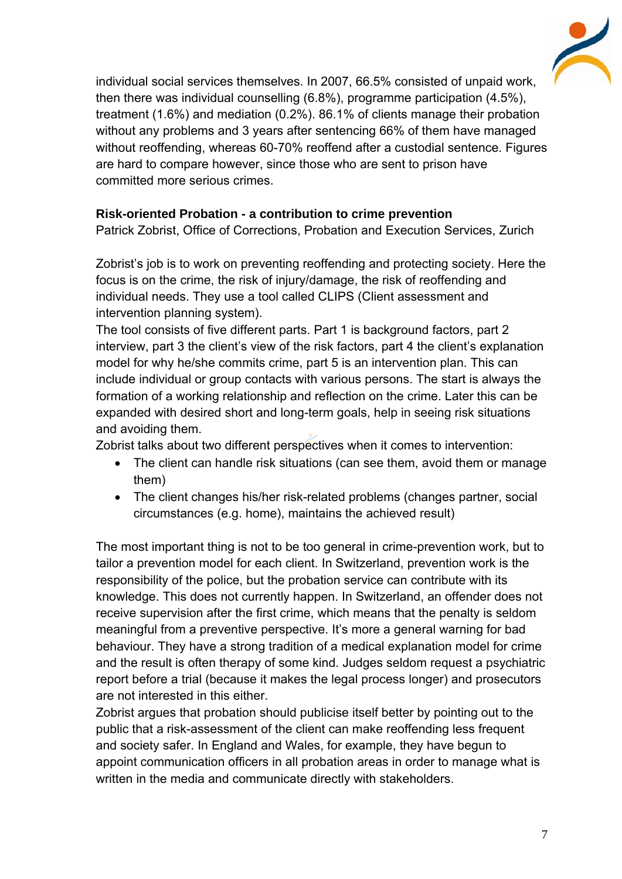individual social services themselves. In 2007, 66.5% consisted of unpaid work, then there was individual counselling (6.8%), programme participation (4.5%), treatment (1.6%) and mediation (0.2%). 86.1% of clients manage their probation without any problems and 3 years after sentencing 66% of them have managed without reoffending, whereas 60-70% reoffend after a custodial sentence. Figures are hard to compare however, since those who are sent to prison have committed more serious crimes.

**Risk-oriented Probation - a contribution to crime prevention**
Patrick Zobrist, Office of Corrections, Probation and Execution Services, Zurich

Zobrist's job is to work on preventing reoffending and protecting society. Here the focus is on the crime, the risk of injury/damage, the risk of reoffending and individual needs. They use a tool called CLIPS (Client assessment and intervention planning system).
The tool consists of five different parts. Part 1 is background factors, part 2 interview, part 3 the client's view of the risk factors, part 4 the client's explanation model for why he/she commits crime, part 5 is an intervention plan. This can include individual or group contacts with various persons. The start is always the formation of a working relationship and reflection on the crime. Later this can be expanded with desired short and long-term goals, help in seeing risk situations and avoiding them.
Zobrist talks about two different perspectives when it comes to intervention:

- The client can handle risk situations (can see them, avoid them or manage them)
- The client changes his/her risk-related problems (changes partner, social circumstances (e.g. home), maintains the achieved result)

The most important thing is not to be too general in crime-prevention work, but to tailor a prevention model for each client. In Switzerland, prevention work is the responsibility of the police, but the probation service can contribute with its knowledge. This does not currently happen. In Switzerland, an offender does not receive supervision after the first crime, which means that the penalty is seldom meaningful from a preventive perspective. It's more a general warning for bad behaviour. They have a strong tradition of a medical explanation model for crime and the result is often therapy of some kind. Judges seldom request a psychiatric report before a trial (because it makes the legal process longer) and prosecutors are not interested in this either.
Zobrist argues that probation should publicise itself better by pointing out to the public that a risk-assessment of the client can make reoffending less frequent and society safer. In England and Wales, for example, they have begun to appoint communication officers in all probation areas in order to manage what is written in the media and communicate directly with stakeholders.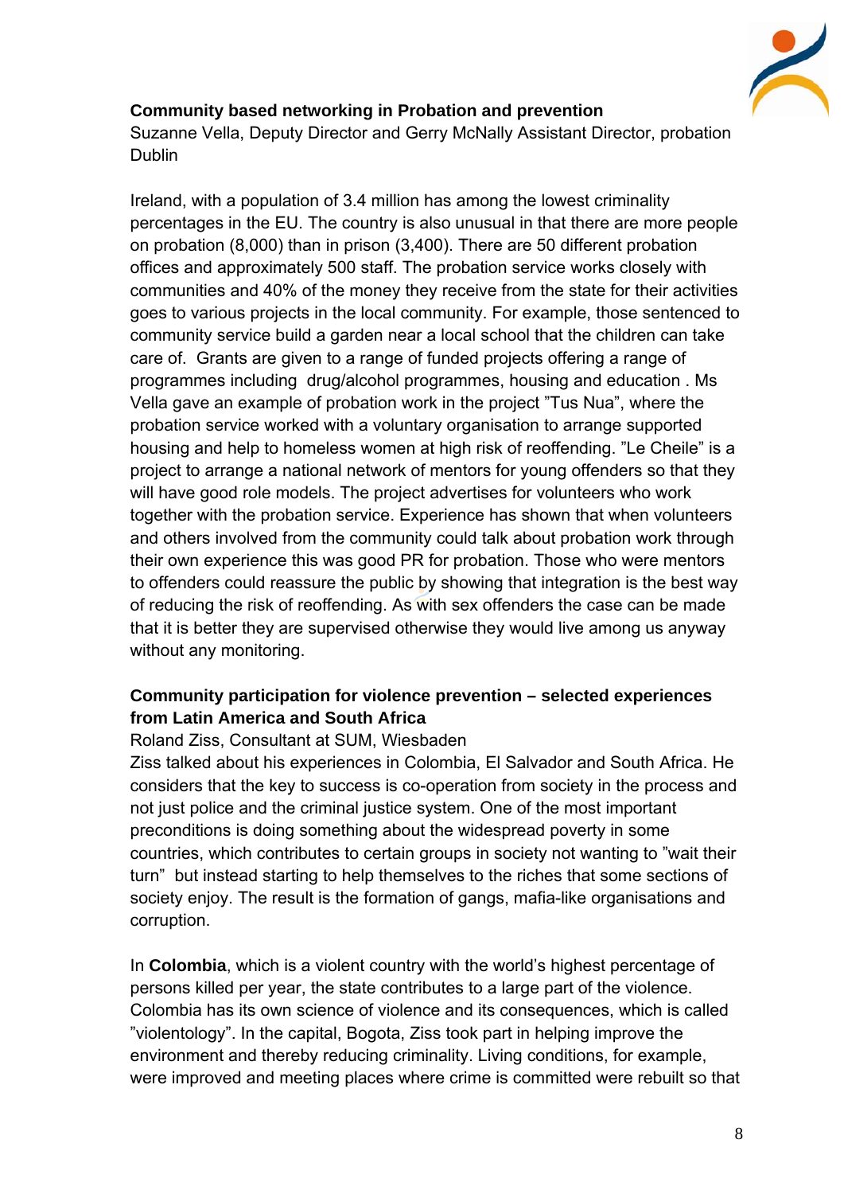**Community based networking in Probation and prevention**

Suzanne Vella, Deputy Director and Gerry McNally Assistant Director, probation Dublin

Ireland, with a population of 3.4 million has among the lowest criminality percentages in the EU. The country is also unusual in that there are more people on probation (8,000) than in prison (3,400). There are 50 different probation offices and approximately 500 staff. The probation service works closely with communities and 40% of the money they receive from the state for their activities goes to various projects in the local community. For example, those sentenced to community service build a garden near a local school that the children can take care of. Grants are given to a range of funded projects offering a range of programmes including drug/alcohol programmes, housing and education . Ms Vella gave an example of probation work in the project ”Tus Nua”, where the probation service worked with a voluntary organisation to arrange supported housing and help to homeless women at high risk of reoffending. ”Le Cheile” is a project to arrange a national network of mentors for young offenders so that they will have good role models. The project advertises for volunteers who work together with the probation service. Experience has shown that when volunteers and others involved from the community could talk about probation work through their own experience this was good PR for probation. Those who were mentors to offenders could reassure the public by showing that integration is the best way of reducing the risk of reoffending. As with sex offenders the case can be made that it is better they are supervised otherwise they would live among us anyway without any monitoring.

**Community participation for violence prevention – selected experiences from Latin America and South Africa**

Roland Ziss, Consultant at SUM, Wiesbaden

Ziss talked about his experiences in Colombia, El Salvador and South Africa. He considers that the key to success is co-operation from society in the process and not just police and the criminal justice system. One of the most important preconditions is doing something about the widespread poverty in some countries, which contributes to certain groups in society not wanting to ”wait their turn” but instead starting to help themselves to the riches that some sections of society enjoy. The result is the formation of gangs, mafia-like organisations and corruption.

In **Colombia**, which is a violent country with the world's highest percentage of persons killed per year, the state contributes to a large part of the violence. Colombia has its own science of violence and its consequences, which is called ”violentology”. In the capital, Bogota, Ziss took part in helping improve the environment and thereby reducing criminality. Living conditions, for example, were improved and meeting places where crime is committed were rebuilt so that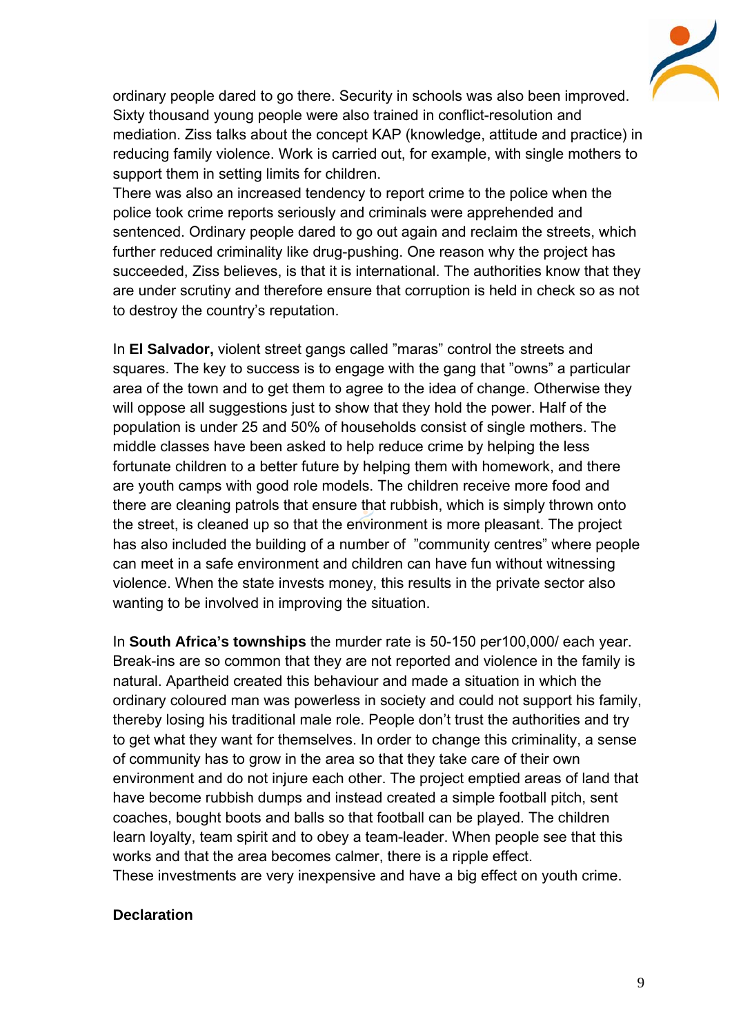ordinary people dared to go there. Security in schools was also been improved. Sixty thousand young people were also trained in conflict-resolution and mediation. Ziss talks about the concept KAP (knowledge, attitude and practice) in reducing family violence. Work is carried out, for example, with single mothers to support them in setting limits for children.
There was also an increased tendency to report crime to the police when the police took crime reports seriously and criminals were apprehended and sentenced. Ordinary people dared to go out again and reclaim the streets, which further reduced criminality like drug-pushing. One reason why the project has succeeded, Ziss believes, is that it is international. The authorities know that they are under scrutiny and therefore ensure that corruption is held in check so as not to destroy the country's reputation.

In **El Salvador,** violent street gangs called "maras" control the streets and squares. The key to success is to engage with the gang that "owns" a particular area of the town and to get them to agree to the idea of change. Otherwise they will oppose all suggestions just to show that they hold the power. Half of the population is under 25 and 50% of households consist of single mothers. The middle classes have been asked to help reduce crime by helping the less fortunate children to a better future by helping them with homework, and there are youth camps with good role models. The children receive more food and there are cleaning patrols that ensure that rubbish, which is simply thrown onto the street, is cleaned up so that the environment is more pleasant. The project has also included the building of a number of "community centres" where people can meet in a safe environment and children can have fun without witnessing violence. When the state invests money, this results in the private sector also wanting to be involved in improving the situation.

In **South Africa's townships** the murder rate is 50-150 per100,000/ each year. Break-ins are so common that they are not reported and violence in the family is natural. Apartheid created this behaviour and made a situation in which the ordinary coloured man was powerless in society and could not support his family, thereby losing his traditional male role. People don't trust the authorities and try to get what they want for themselves. In order to change this criminality, a sense of community has to grow in the area so that they take care of their own environment and do not injure each other. The project emptied areas of land that have become rubbish dumps and instead created a simple football pitch, sent coaches, bought boots and balls so that football can be played. The children learn loyalty, team spirit and to obey a team-leader. When people see that this works and that the area becomes calmer, there is a ripple effect.
These investments are very inexpensive and have a big effect on youth crime.

**Declaration**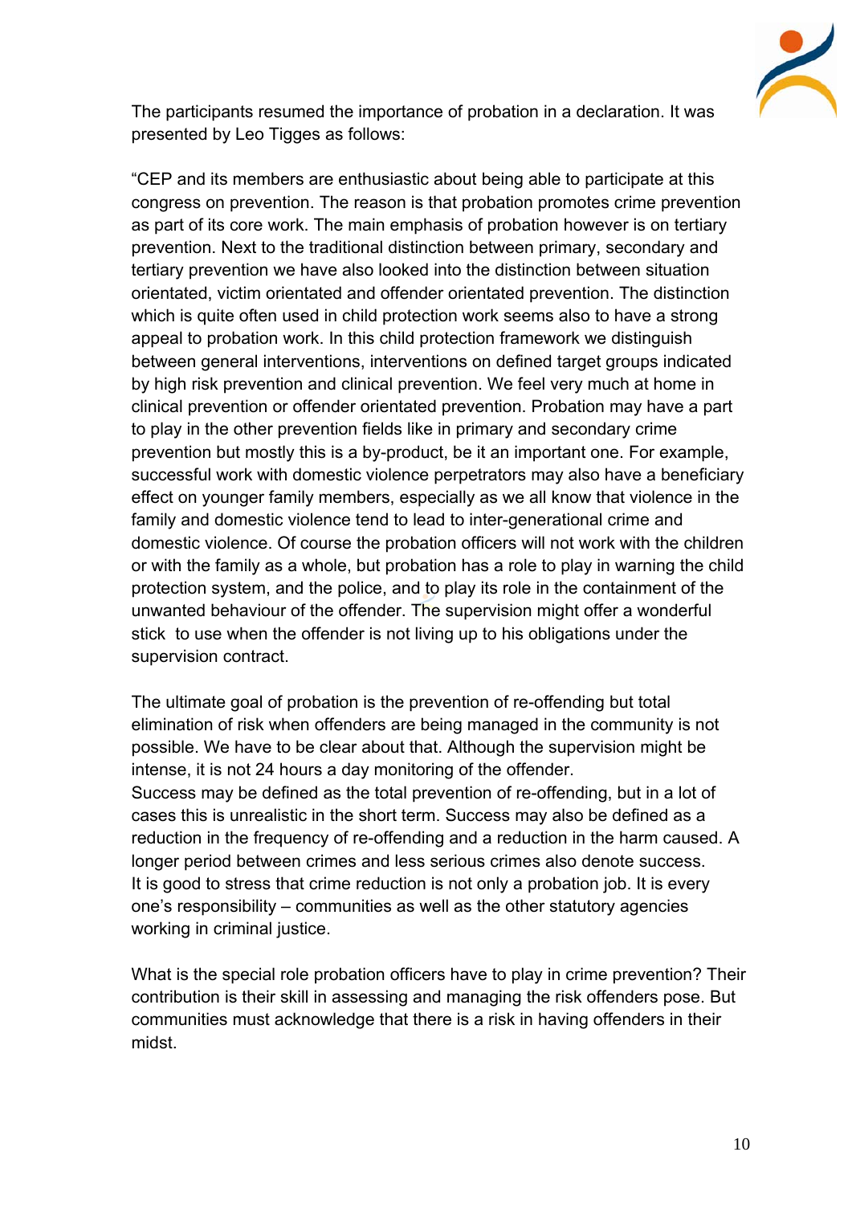The participants resumed the importance of probation in a declaration. It was presented by Leo Tigges as follows:

"CEP and its members are enthusiastic about being able to participate at this congress on prevention. The reason is that probation promotes crime prevention as part of its core work. The main emphasis of probation however is on tertiary prevention. Next to the traditional distinction between primary, secondary and tertiary prevention we have also looked into the distinction between situation orientated, victim orientated and offender orientated prevention. The distinction which is quite often used in child protection work seems also to have a strong appeal to probation work. In this child protection framework we distinguish between general interventions, interventions on defined target groups indicated by high risk prevention and clinical prevention. We feel very much at home in clinical prevention or offender orientated prevention. Probation may have a part to play in the other prevention fields like in primary and secondary crime prevention but mostly this is a by-product, be it an important one. For example, successful work with domestic violence perpetrators may also have a beneficiary effect on younger family members, especially as we all know that violence in the family and domestic violence tend to lead to inter-generational crime and domestic violence. Of course the probation officers will not work with the children or with the family as a whole, but probation has a role to play in warning the child protection system, and the police, and to play its role in the containment of the unwanted behaviour of the offender. The supervision might offer a wonderful stick to use when the offender is not living up to his obligations under the supervision contract.

The ultimate goal of probation is the prevention of re-offending but total elimination of risk when offenders are being managed in the community is not possible. We have to be clear about that. Although the supervision might be intense, it is not 24 hours a day monitoring of the offender.
Success may be defined as the total prevention of re-offending, but in a lot of cases this is unrealistic in the short term. Success may also be defined as a reduction in the frequency of re-offending and a reduction in the harm caused. A longer period between crimes and less serious crimes also denote success.
It is good to stress that crime reduction is not only a probation job. It is every one's responsibility – communities as well as the other statutory agencies working in criminal justice.

What is the special role probation officers have to play in crime prevention? Their contribution is their skill in assessing and managing the risk offenders pose. But communities must acknowledge that there is a risk in having offenders in their midst.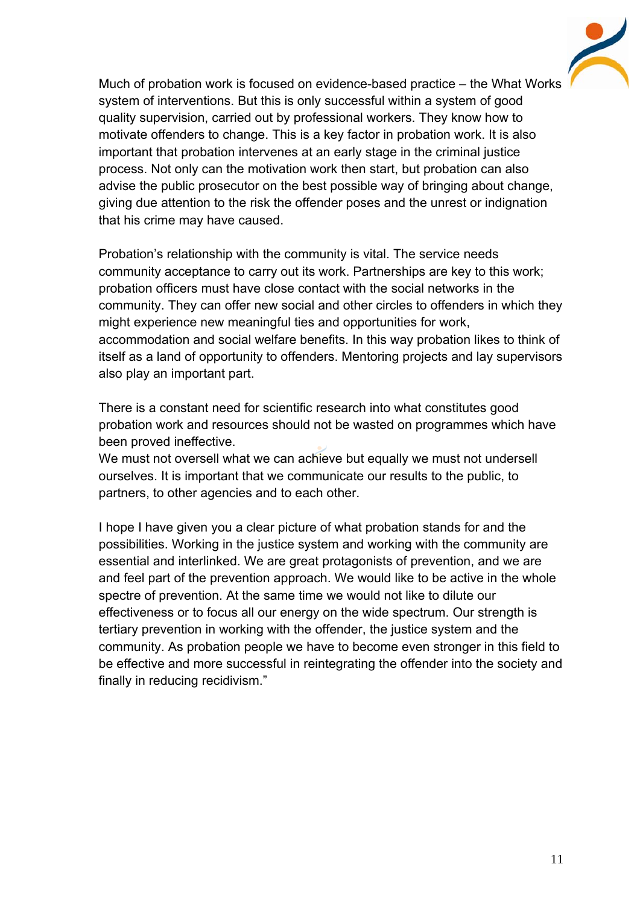Much of probation work is focused on evidence-based practice – the What Works system of interventions. But this is only successful within a system of good quality supervision, carried out by professional workers. They know how to motivate offenders to change. This is a key factor in probation work. It is also important that probation intervenes at an early stage in the criminal justice process. Not only can the motivation work then start, but probation can also advise the public prosecutor on the best possible way of bringing about change, giving due attention to the risk the offender poses and the unrest or indignation that his crime may have caused.

Probation's relationship with the community is vital. The service needs community acceptance to carry out its work. Partnerships are key to this work; probation officers must have close contact with the social networks in the community. They can offer new social and other circles to offenders in which they might experience new meaningful ties and opportunities for work, accommodation and social welfare benefits. In this way probation likes to think of itself as a land of opportunity to offenders. Mentoring projects and lay supervisors also play an important part.

There is a constant need for scientific research into what constitutes good probation work and resources should not be wasted on programmes which have been proved ineffective.
We must not oversell what we can achieve but equally we must not undersell ourselves. It is important that we communicate our results to the public, to partners, to other agencies and to each other.

I hope I have given you a clear picture of what probation stands for and the possibilities. Working in the justice system and working with the community are essential and interlinked. We are great protagonists of prevention, and we are and feel part of the prevention approach. We would like to be active in the whole spectre of prevention. At the same time we would not like to dilute our effectiveness or to focus all our energy on the wide spectrum. Our strength is tertiary prevention in working with the offender, the justice system and the community. As probation people we have to become even stronger in this field to be effective and more successful in reintegrating the offender into the society and finally in reducing recidivism."